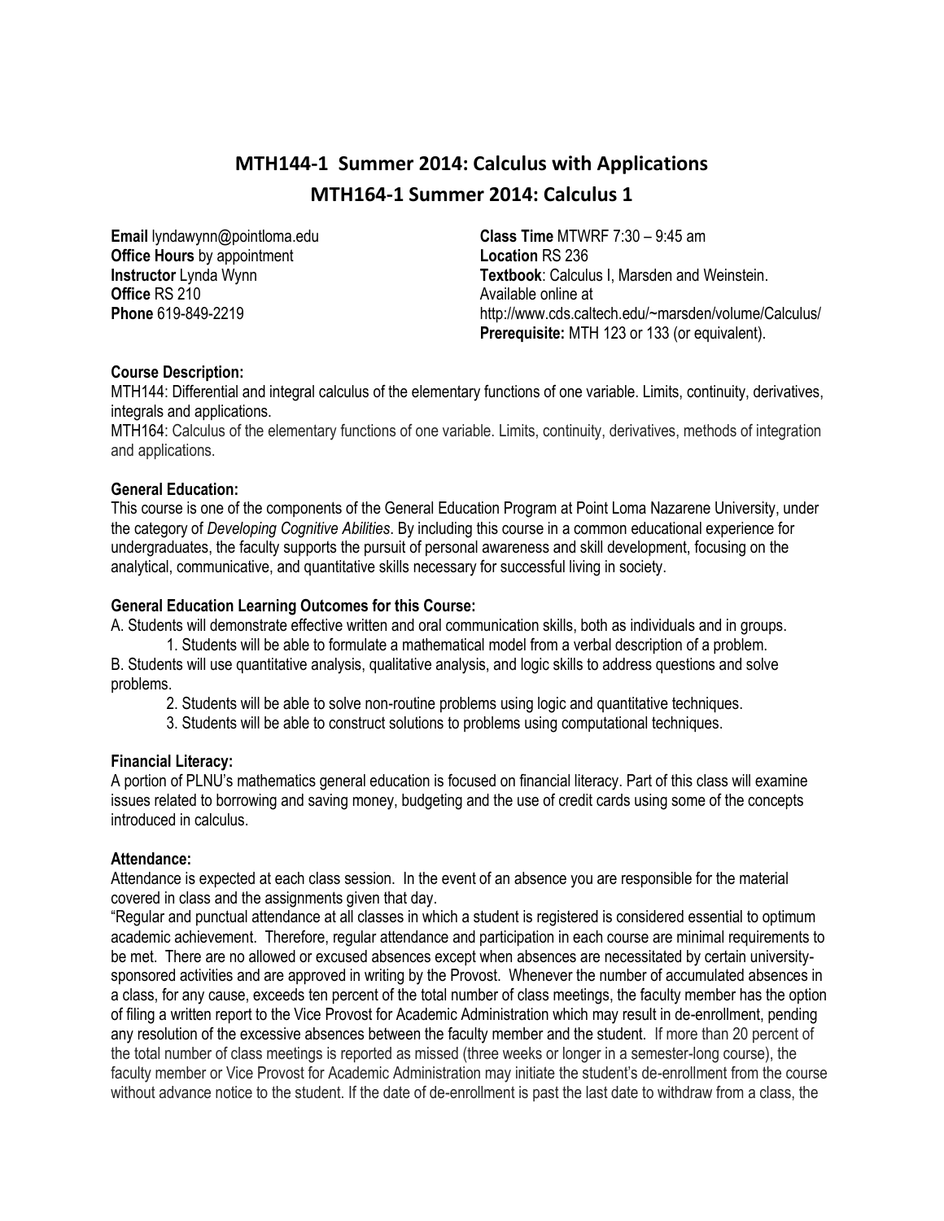# MTH144-1 Summer 2014: Calculus with Applications
# MTH164-1 Summer 2014: Calculus 1

**Email** lyndawynn@pointloma.edu
**Office Hours** by appointment
**Instructor** Lynda Wynn
**Office** RS 210
**Phone** 619-849-2219

**Class Time** MTWRF 7:30 – 9:45 am
**Location** RS 236
**Textbook**: Calculus I, Marsden and Weinstein. Available online at http://www.cds.caltech.edu/~marsden/volume/Calculus/
**Prerequisite:** MTH 123 or 133 (or equivalent).

**Course Description:**

MTH144: Differential and integral calculus of the elementary functions of one variable. Limits, continuity, derivatives, integrals and applications.

MTH164: Calculus of the elementary functions of one variable. Limits, continuity, derivatives, methods of integration and applications.

**General Education:**

This course is one of the components of the General Education Program at Point Loma Nazarene University, under the category of *Developing Cognitive Abilities*. By including this course in a common educational experience for undergraduates, the faculty supports the pursuit of personal awareness and skill development, focusing on the analytical, communicative, and quantitative skills necessary for successful living in society.

**General Education Learning Outcomes for this Course:**

A. Students will demonstrate effective written and oral communication skills, both as individuals and in groups.

1. Students will be able to formulate a mathematical model from a verbal description of a problem.

B. Students will use quantitative analysis, qualitative analysis, and logic skills to address questions and solve problems.

2. Students will be able to solve non-routine problems using logic and quantitative techniques.
3. Students will be able to construct solutions to problems using computational techniques.

**Financial Literacy:**

A portion of PLNU's mathematics general education is focused on financial literacy. Part of this class will examine issues related to borrowing and saving money, budgeting and the use of credit cards using some of the concepts introduced in calculus.

**Attendance:**

Attendance is expected at each class session. In the event of an absence you are responsible for the material covered in class and the assignments given that day.

"Regular and punctual attendance at all classes in which a student is registered is considered essential to optimum academic achievement. Therefore, regular attendance and participation in each course are minimal requirements to be met. There are no allowed or excused absences except when absences are necessitated by certain university-sponsored activities and are approved in writing by the Provost. Whenever the number of accumulated absences in a class, for any cause, exceeds ten percent of the total number of class meetings, the faculty member has the option of filing a written report to the Vice Provost for Academic Administration which may result in de-enrollment, pending any resolution of the excessive absences between the faculty member and the student. If more than 20 percent of the total number of class meetings is reported as missed (three weeks or longer in a semester-long course), the faculty member or Vice Provost for Academic Administration may initiate the student's de-enrollment from the course without advance notice to the student. If the date of de-enrollment is past the last date to withdraw from a class, the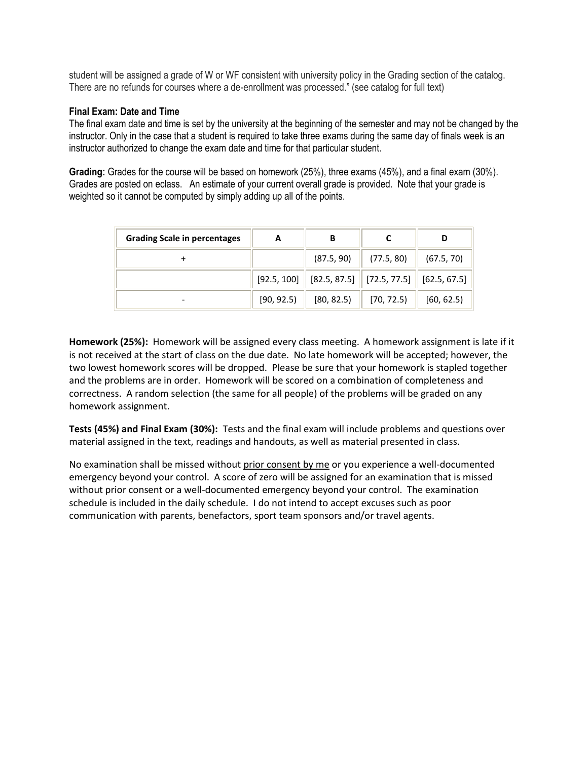student will be assigned a grade of W or WF consistent with university policy in the Grading section of the catalog. There are no refunds for courses where a de-enrollment was processed." (see catalog for full text)

**Final Exam: Date and Time**

The final exam date and time is set by the university at the beginning of the semester and may not be changed by the instructor. Only in the case that a student is required to take three exams during the same day of finals week is an instructor authorized to change the exam date and time for that particular student.

**Grading:** Grades for the course will be based on homework (25%), three exams (45%), and a final exam (30%). Grades are posted on eclass. An estimate of your current overall grade is provided. Note that your grade is weighted so it cannot be computed by simply adding up all of the points.

| Grading Scale in percentages | A | B | C | D |
|---|---|---|---|---|
| + | | (87.5, 90) | (77.5, 80) | (67.5, 70) |
| | [92.5, 100] | [82.5, 87.5] | [72.5, 77.5] | [62.5, 67.5] |
| - | [90, 92.5) | [80, 82.5) | [70, 72.5) | [60, 62.5) |

**Homework (25%):** Homework will be assigned every class meeting. A homework assignment is late if it is not received at the start of class on the due date. No late homework will be accepted; however, the two lowest homework scores will be dropped. Please be sure that your homework is stapled together and the problems are in order. Homework will be scored on a combination of completeness and correctness. A random selection (the same for all people) of the problems will be graded on any homework assignment.

**Tests (45%) and Final Exam (30%):** Tests and the final exam will include problems and questions over material assigned in the text, readings and handouts, as well as material presented in class.

No examination shall be missed without prior consent by me or you experience a well-documented emergency beyond your control. A score of zero will be assigned for an examination that is missed without prior consent or a well-documented emergency beyond your control. The examination schedule is included in the daily schedule. I do not intend to accept excuses such as poor communication with parents, benefactors, sport team sponsors and/or travel agents.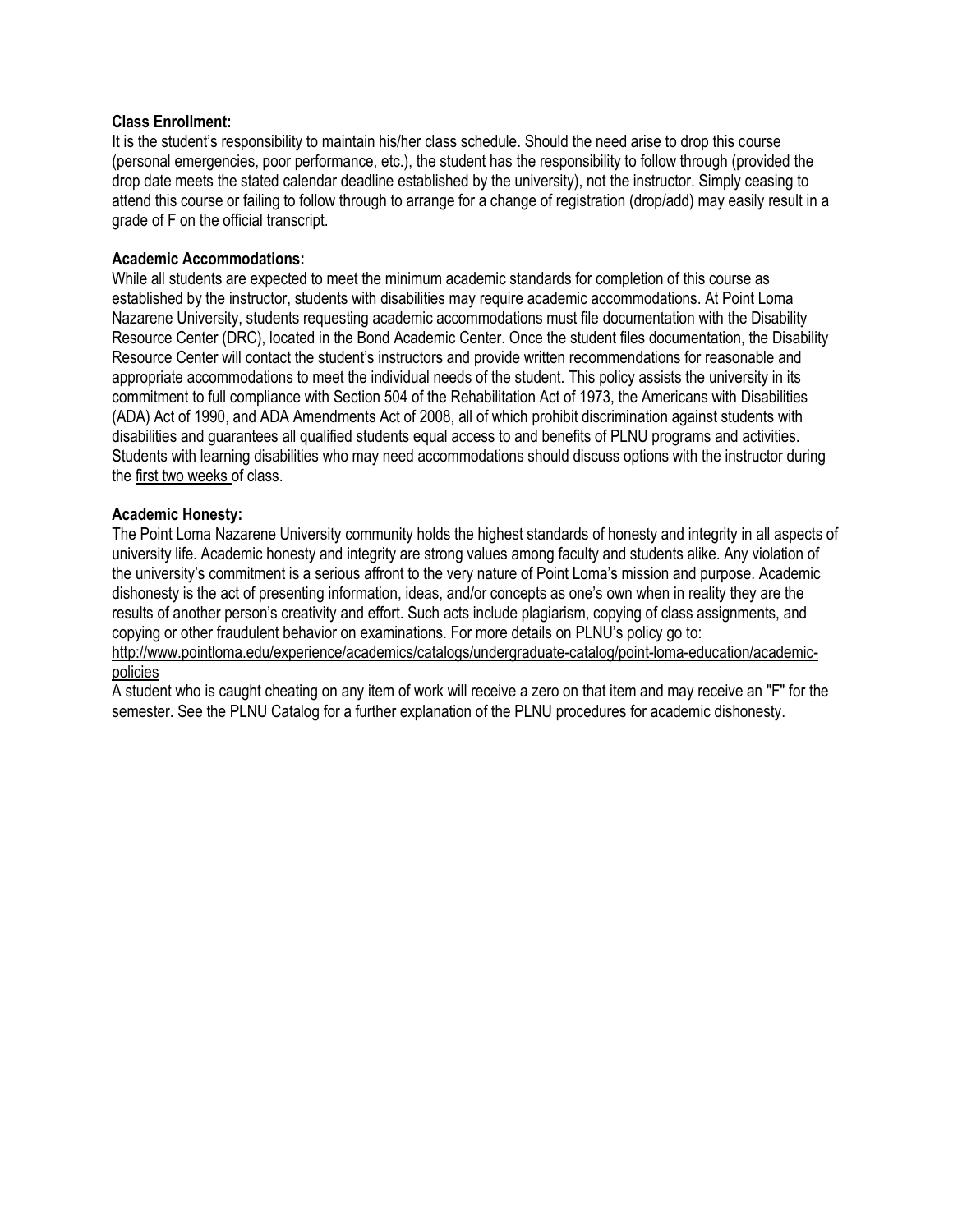**Class Enrollment:**
It is the student's responsibility to maintain his/her class schedule. Should the need arise to drop this course (personal emergencies, poor performance, etc.), the student has the responsibility to follow through (provided the drop date meets the stated calendar deadline established by the university), not the instructor. Simply ceasing to attend this course or failing to follow through to arrange for a change of registration (drop/add) may easily result in a grade of F on the official transcript.

**Academic Accommodations:**
While all students are expected to meet the minimum academic standards for completion of this course as established by the instructor, students with disabilities may require academic accommodations. At Point Loma Nazarene University, students requesting academic accommodations must file documentation with the Disability Resource Center (DRC), located in the Bond Academic Center. Once the student files documentation, the Disability Resource Center will contact the student's instructors and provide written recommendations for reasonable and appropriate accommodations to meet the individual needs of the student. This policy assists the university in its commitment to full compliance with Section 504 of the Rehabilitation Act of 1973, the Americans with Disabilities (ADA) Act of 1990, and ADA Amendments Act of 2008, all of which prohibit discrimination against students with disabilities and guarantees all qualified students equal access to and benefits of PLNU programs and activities. Students with learning disabilities who may need accommodations should discuss options with the instructor during the first two weeks of class.

**Academic Honesty:**
The Point Loma Nazarene University community holds the highest standards of honesty and integrity in all aspects of university life. Academic honesty and integrity are strong values among faculty and students alike. Any violation of the university's commitment is a serious affront to the very nature of Point Loma's mission and purpose. Academic dishonesty is the act of presenting information, ideas, and/or concepts as one's own when in reality they are the results of another person's creativity and effort. Such acts include plagiarism, copying of class assignments, and copying or other fraudulent behavior on examinations. For more details on PLNU's policy go to:
http://www.pointloma.edu/experience/academics/catalogs/undergraduate-catalog/point-loma-education/academic-policies
A student who is caught cheating on any item of work will receive a zero on that item and may receive an "F" for the semester. See the PLNU Catalog for a further explanation of the PLNU procedures for academic dishonesty.